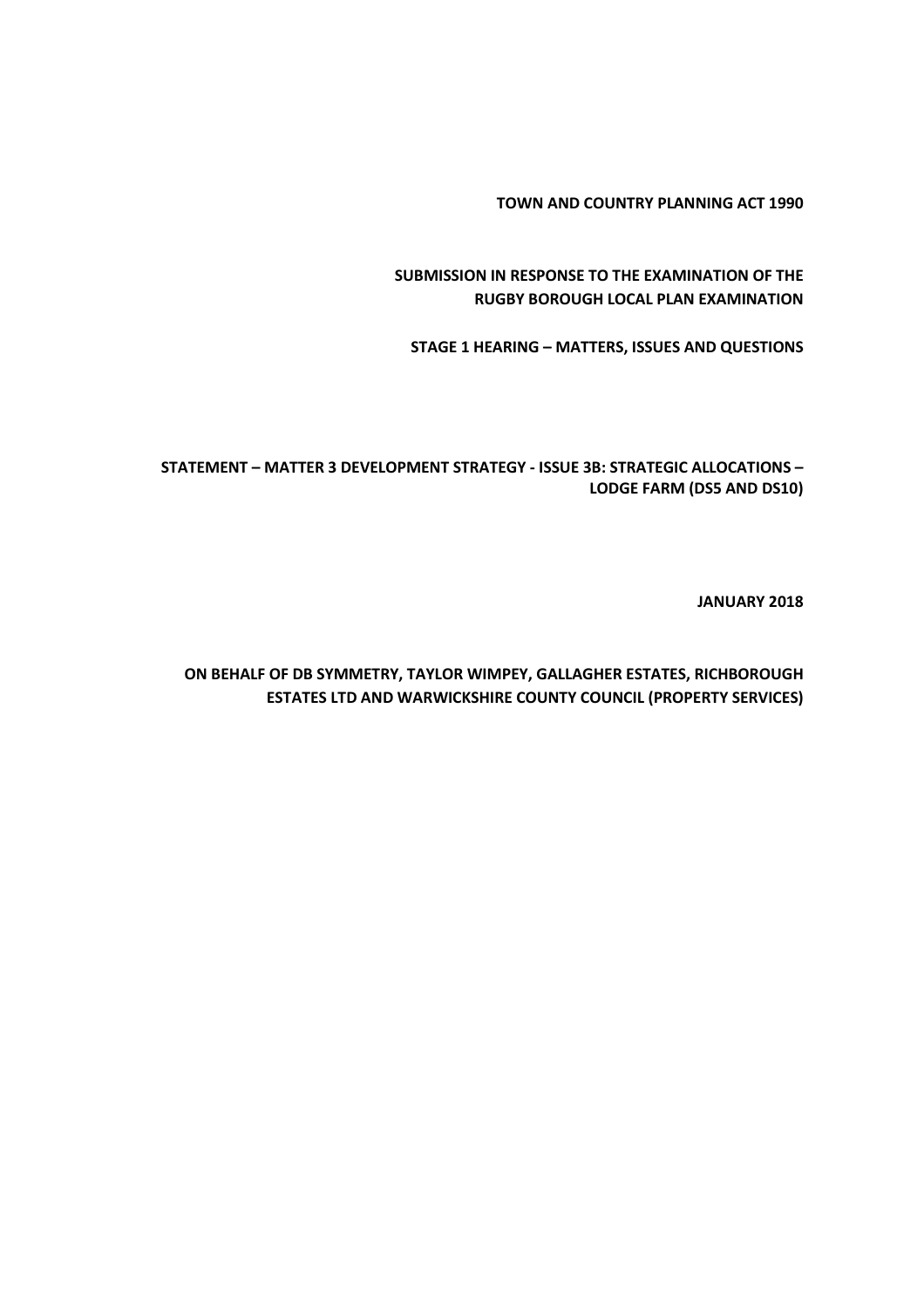**TOWN AND COUNTRY PLANNING ACT 1990**

**SUBMISSION IN RESPONSE TO THE EXAMINATION OF THE RUGBY BOROUGH LOCAL PLAN EXAMINATION**

**STAGE 1 HEARING – MATTERS, ISSUES AND QUESTIONS**

**STATEMENT – MATTER 3 DEVELOPMENT STRATEGY - ISSUE 3B: STRATEGIC ALLOCATIONS – LODGE FARM (DS5 AND DS10)**

**JANUARY 2018**

**ON BEHALF OF DB SYMMETRY, TAYLOR WIMPEY, GALLAGHER ESTATES, RICHBOROUGH ESTATES LTD AND WARWICKSHIRE COUNTY COUNCIL (PROPERTY SERVICES)**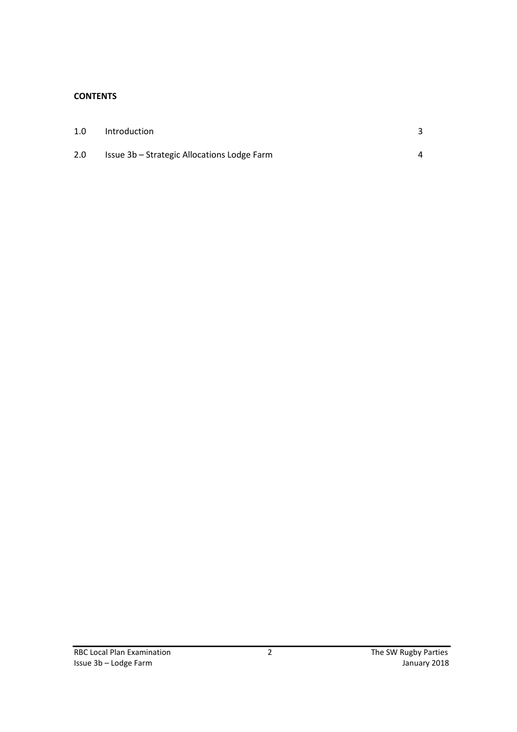**CONTENTS**

| | | |
|---|---|---|
| 1.0 | Introduction | 3 |
| 2.0 | Issue 3b – Strategic Allocations Lodge Farm | 4 |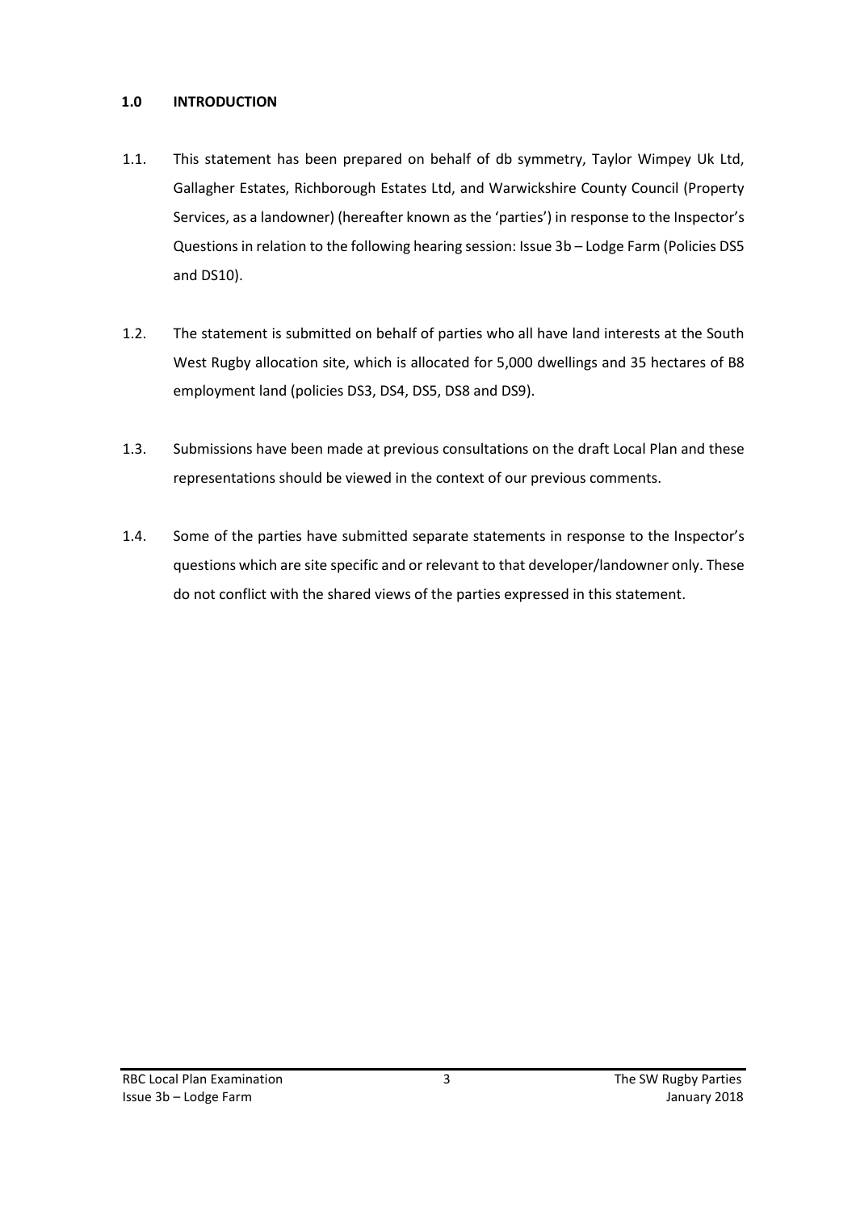## 1.0 INTRODUCTION

1.1. This statement has been prepared on behalf of db symmetry, Taylor Wimpey Uk Ltd, Gallagher Estates, Richborough Estates Ltd, and Warwickshire County Council (Property Services, as a landowner) (hereafter known as the 'parties') in response to the Inspector's Questions in relation to the following hearing session: Issue 3b – Lodge Farm (Policies DS5 and DS10).

1.2. The statement is submitted on behalf of parties who all have land interests at the South West Rugby allocation site, which is allocated for 5,000 dwellings and 35 hectares of B8 employment land (policies DS3, DS4, DS5, DS8 and DS9).

1.3. Submissions have been made at previous consultations on the draft Local Plan and these representations should be viewed in the context of our previous comments.

1.4. Some of the parties have submitted separate statements in response to the Inspector's questions which are site specific and or relevant to that developer/landowner only. These do not conflict with the shared views of the parties expressed in this statement.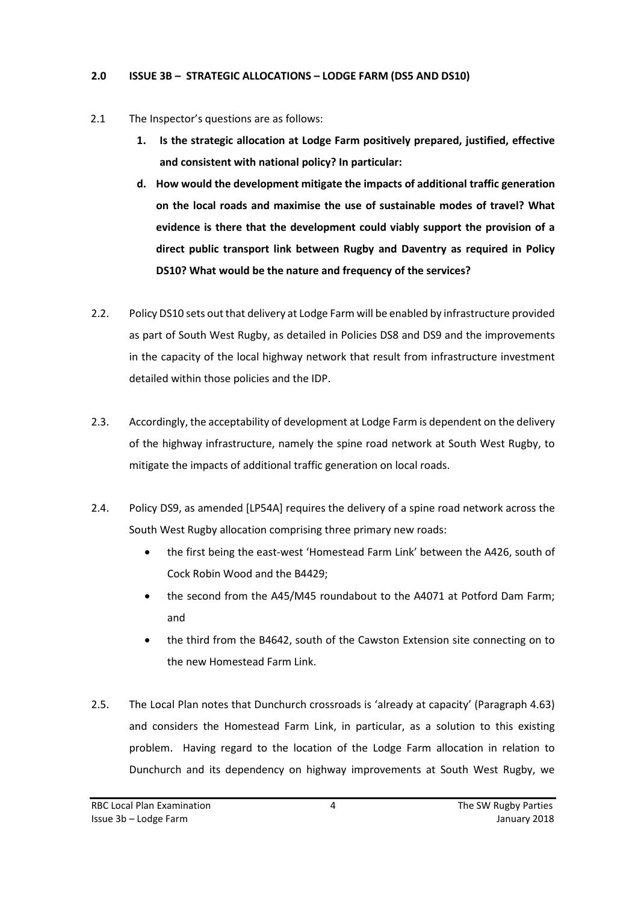## 2.0 ISSUE 3B – STRATEGIC ALLOCATIONS – LODGE FARM (DS5 AND DS10)

2.1 The Inspector's questions are as follows:

1. **Is the strategic allocation at Lodge Farm positively prepared, justified, effective and consistent with national policy? In particular:**

   d. **How would the development mitigate the impacts of additional traffic generation on the local roads and maximise the use of sustainable modes of travel? What evidence is there that the development could viably support the provision of a direct public transport link between Rugby and Daventry as required in Policy DS10? What would be the nature and frequency of the services?**

2.2. Policy DS10 sets out that delivery at Lodge Farm will be enabled by infrastructure provided as part of South West Rugby, as detailed in Policies DS8 and DS9 and the improvements in the capacity of the local highway network that result from infrastructure investment detailed within those policies and the IDP.

2.3. Accordingly, the acceptability of development at Lodge Farm is dependent on the delivery of the highway infrastructure, namely the spine road network at South West Rugby, to mitigate the impacts of additional traffic generation on local roads.

2.4. Policy DS9, as amended [LP54A] requires the delivery of a spine road network across the South West Rugby allocation comprising three primary new roads:

- the first being the east-west 'Homestead Farm Link' between the A426, south of Cock Robin Wood and the B4429;
- the second from the A45/M45 roundabout to the A4071 at Potford Dam Farm; and
- the third from the B4642, south of the Cawston Extension site connecting on to the new Homestead Farm Link.

2.5. The Local Plan notes that Dunchurch crossroads is 'already at capacity' (Paragraph 4.63) and considers the Homestead Farm Link, in particular, as a solution to this existing problem. Having regard to the location of the Lodge Farm allocation in relation to Dunchurch and its dependency on highway improvements at South West Rugby, we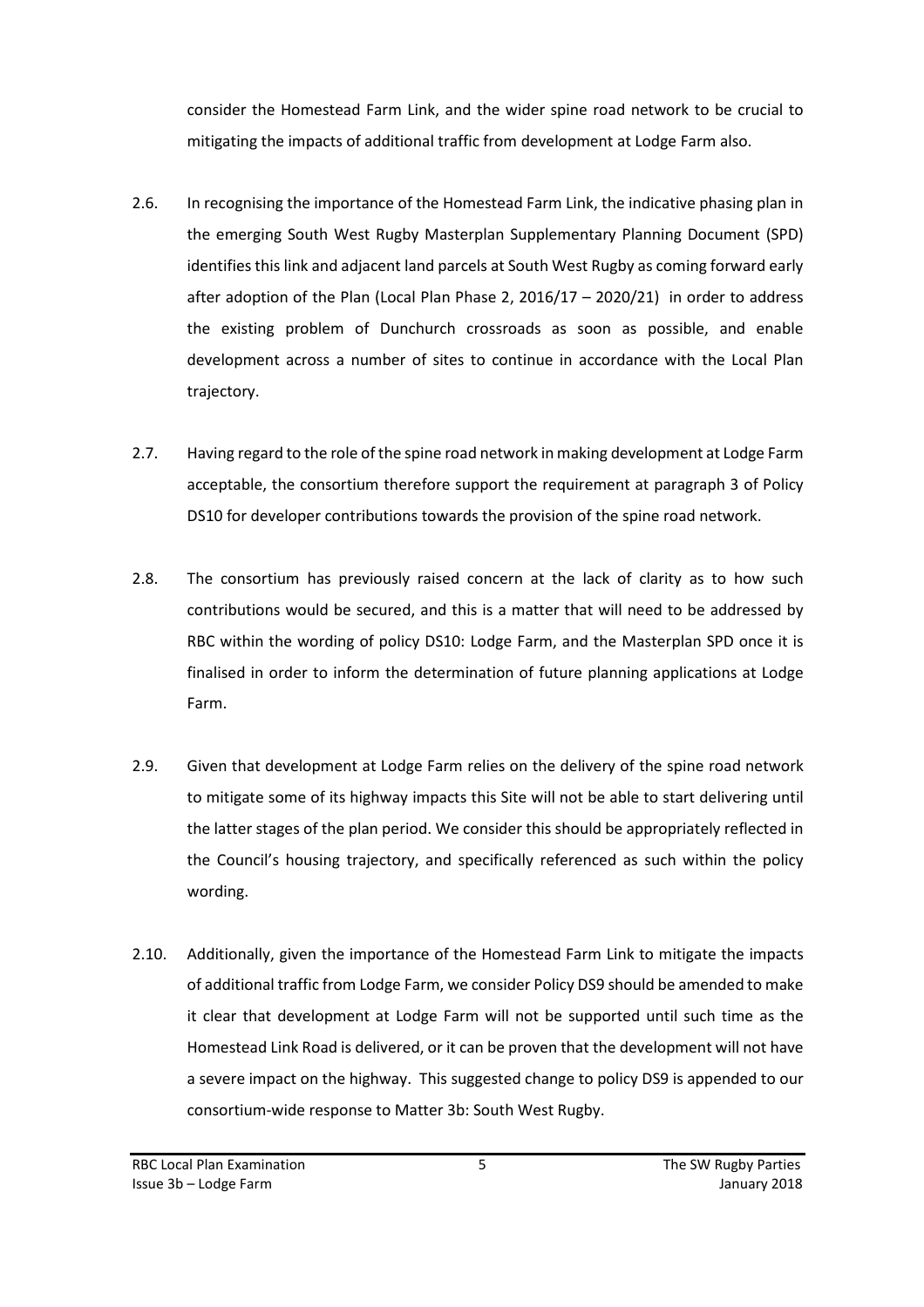consider the Homestead Farm Link, and the wider spine road network to be crucial to mitigating the impacts of additional traffic from development at Lodge Farm also.

2.6. In recognising the importance of the Homestead Farm Link, the indicative phasing plan in the emerging South West Rugby Masterplan Supplementary Planning Document (SPD) identifies this link and adjacent land parcels at South West Rugby as coming forward early after adoption of the Plan (Local Plan Phase 2, 2016/17 – 2020/21) in order to address the existing problem of Dunchurch crossroads as soon as possible, and enable development across a number of sites to continue in accordance with the Local Plan trajectory.

2.7. Having regard to the role of the spine road network in making development at Lodge Farm acceptable, the consortium therefore support the requirement at paragraph 3 of Policy DS10 for developer contributions towards the provision of the spine road network.

2.8. The consortium has previously raised concern at the lack of clarity as to how such contributions would be secured, and this is a matter that will need to be addressed by RBC within the wording of policy DS10: Lodge Farm, and the Masterplan SPD once it is finalised in order to inform the determination of future planning applications at Lodge Farm.

2.9. Given that development at Lodge Farm relies on the delivery of the spine road network to mitigate some of its highway impacts this Site will not be able to start delivering until the latter stages of the plan period. We consider this should be appropriately reflected in the Council's housing trajectory, and specifically referenced as such within the policy wording.

2.10. Additionally, given the importance of the Homestead Farm Link to mitigate the impacts of additional traffic from Lodge Farm, we consider Policy DS9 should be amended to make it clear that development at Lodge Farm will not be supported until such time as the Homestead Link Road is delivered, or it can be proven that the development will not have a severe impact on the highway. This suggested change to policy DS9 is appended to our consortium-wide response to Matter 3b: South West Rugby.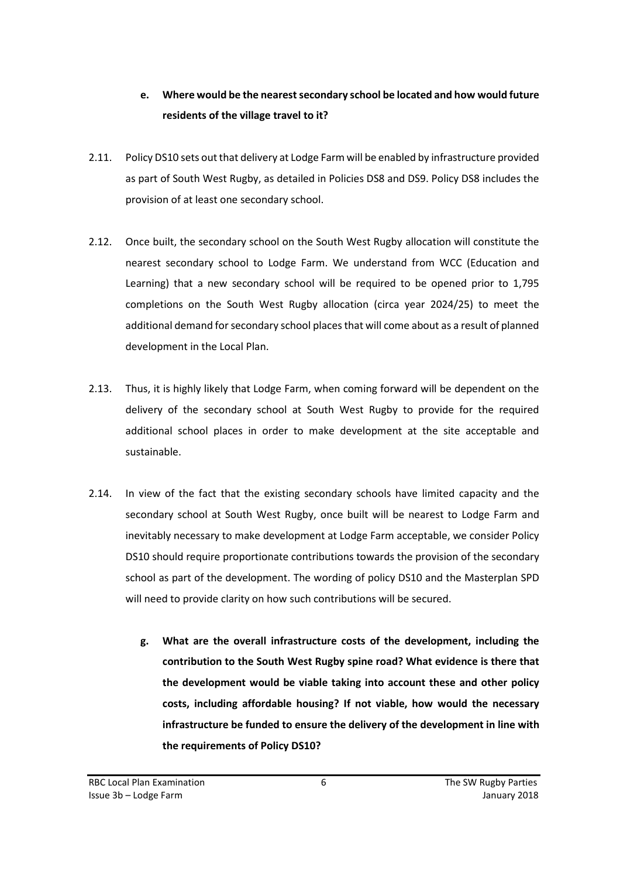**e. Where would be the nearest secondary school be located and how would future residents of the village travel to it?**

2.11. Policy DS10 sets out that delivery at Lodge Farm will be enabled by infrastructure provided as part of South West Rugby, as detailed in Policies DS8 and DS9. Policy DS8 includes the provision of at least one secondary school.

2.12. Once built, the secondary school on the South West Rugby allocation will constitute the nearest secondary school to Lodge Farm. We understand from WCC (Education and Learning) that a new secondary school will be required to be opened prior to 1,795 completions on the South West Rugby allocation (circa year 2024/25) to meet the additional demand for secondary school places that will come about as a result of planned development in the Local Plan.

2.13. Thus, it is highly likely that Lodge Farm, when coming forward will be dependent on the delivery of the secondary school at South West Rugby to provide for the required additional school places in order to make development at the site acceptable and sustainable.

2.14. In view of the fact that the existing secondary schools have limited capacity and the secondary school at South West Rugby, once built will be nearest to Lodge Farm and inevitably necessary to make development at Lodge Farm acceptable, we consider Policy DS10 should require proportionate contributions towards the provision of the secondary school as part of the development. The wording of policy DS10 and the Masterplan SPD will need to provide clarity on how such contributions will be secured.

**g. What are the overall infrastructure costs of the development, including the contribution to the South West Rugby spine road? What evidence is there that the development would be viable taking into account these and other policy costs, including affordable housing? If not viable, how would the necessary infrastructure be funded to ensure the delivery of the development in line with the requirements of Policy DS10?**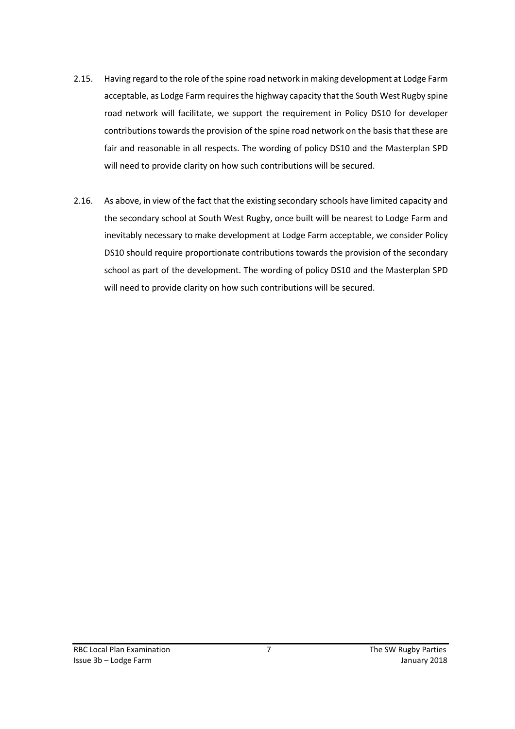2.15. Having regard to the role of the spine road network in making development at Lodge Farm acceptable, as Lodge Farm requires the highway capacity that the South West Rugby spine road network will facilitate, we support the requirement in Policy DS10 for developer contributions towards the provision of the spine road network on the basis that these are fair and reasonable in all respects. The wording of policy DS10 and the Masterplan SPD will need to provide clarity on how such contributions will be secured.

2.16. As above, in view of the fact that the existing secondary schools have limited capacity and the secondary school at South West Rugby, once built will be nearest to Lodge Farm and inevitably necessary to make development at Lodge Farm acceptable, we consider Policy DS10 should require proportionate contributions towards the provision of the secondary school as part of the development. The wording of policy DS10 and the Masterplan SPD will need to provide clarity on how such contributions will be secured.